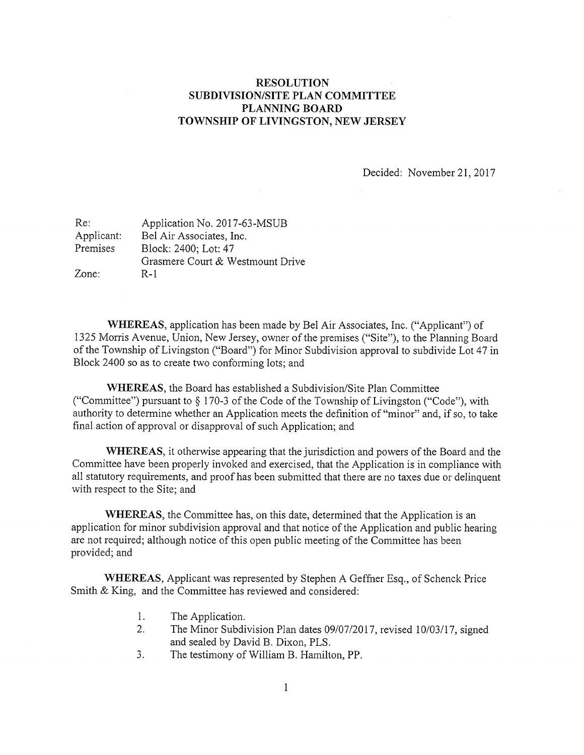# RESOLUTION
# SUBDIVISION/SITE PLAN COMMITTEE
# PLANNING BOARD
# TOWNSHIP OF LIVINGSTON, NEW JERSEY

Decided: November 21, 2017

| | |
|---|---|
| Re: | Application No. 2017-63-MSUB |
| Applicant: | Bel Air Associates, Inc. |
| Premises | Block: 2400; Lot: 47 |
| | Grasmere Court & Westmount Drive |
| Zone: | R-1 |

**WHEREAS**, application has been made by Bel Air Associates, Inc. ("Applicant") of 1325 Morris Avenue, Union, New Jersey, owner of the premises ("Site"), to the Planning Board of the Township of Livingston ("Board") for Minor Subdivision approval to subdivide Lot 47 in Block 2400 so as to create two conforming lots; and

**WHEREAS**, the Board has established a Subdivision/Site Plan Committee ("Committee") pursuant to § 170-3 of the Code of the Township of Livingston ("Code"), with authority to determine whether an Application meets the definition of "minor" and, if so, to take final action of approval or disapproval of such Application; and

**WHEREAS**, it otherwise appearing that the jurisdiction and powers of the Board and the Committee have been properly invoked and exercised, that the Application is in compliance with all statutory requirements, and proof has been submitted that there are no taxes due or delinquent with respect to the Site; and

**WHEREAS**, the Committee has, on this date, determined that the Application is an application for minor subdivision approval and that notice of the Application and public hearing are not required; although notice of this open public meeting of the Committee has been provided; and

**WHEREAS**, Applicant was represented by Stephen A Geffner Esq., of Schenck Price Smith & King, and the Committee has reviewed and considered:

1. The Application.
2. The Minor Subdivision Plan dates 09/07/2017, revised 10/03/17, signed and sealed by David B. Dixon, PLS.
3. The testimony of William B. Hamilton, PP.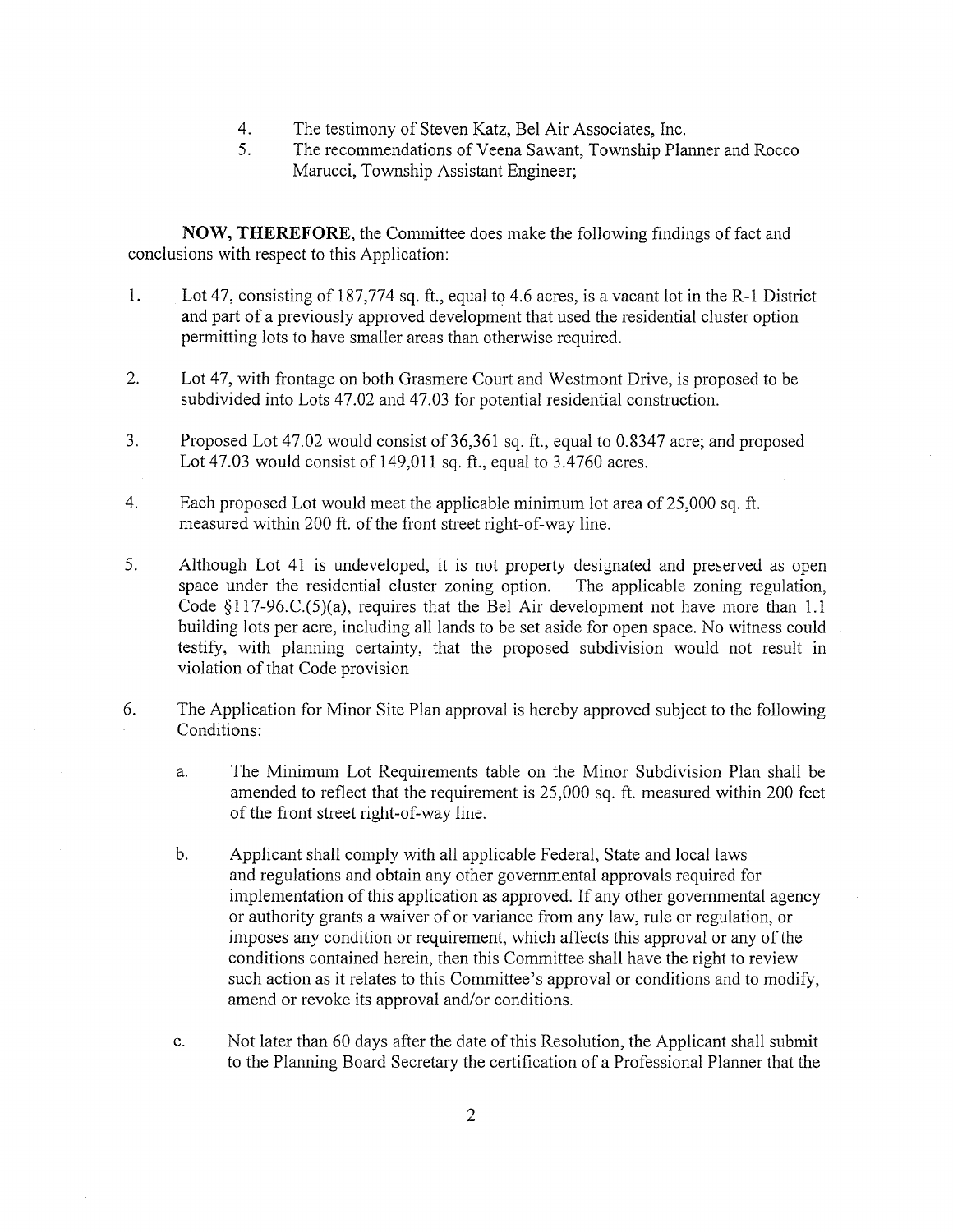4. The testimony of Steven Katz, Bel Air Associates, Inc.
5. The recommendations of Veena Sawant, Township Planner and Rocco Marucci, Township Assistant Engineer;

**NOW, THEREFORE,** the Committee does make the following findings of fact and conclusions with respect to this Application:

1. Lot 47, consisting of 187,774 sq. ft., equal to 4.6 acres, is a vacant lot in the R-1 District and part of a previously approved development that used the residential cluster option permitting lots to have smaller areas than otherwise required.

2. Lot 47, with frontage on both Grasmere Court and Westmont Drive, is proposed to be subdivided into Lots 47.02 and 47.03 for potential residential construction.

3. Proposed Lot 47.02 would consist of 36,361 sq. ft., equal to 0.8347 acre; and proposed Lot 47.03 would consist of 149,011 sq. ft., equal to 3.4760 acres.

4. Each proposed Lot would meet the applicable minimum lot area of 25,000 sq. ft. measured within 200 ft. of the front street right-of-way line.

5. Although Lot 41 is undeveloped, it is not property designated and preserved as open space under the residential cluster zoning option. The applicable zoning regulation, Code §117-96.C.(5)(a), requires that the Bel Air development not have more than 1.1 building lots per acre, including all lands to be set aside for open space. No witness could testify, with planning certainty, that the proposed subdivision would not result in violation of that Code provision

6. The Application for Minor Site Plan approval is hereby approved subject to the following Conditions:

   a. The Minimum Lot Requirements table on the Minor Subdivision Plan shall be amended to reflect that the requirement is 25,000 sq. ft. measured within 200 feet of the front street right-of-way line.

   b. Applicant shall comply with all applicable Federal, State and local laws and regulations and obtain any other governmental approvals required for implementation of this application as approved. If any other governmental agency or authority grants a waiver of or variance from any law, rule or regulation, or imposes any condition or requirement, which affects this approval or any of the conditions contained herein, then this Committee shall have the right to review such action as it relates to this Committee's approval or conditions and to modify, amend or revoke its approval and/or conditions.

   c. Not later than 60 days after the date of this Resolution, the Applicant shall submit to the Planning Board Secretary the certification of a Professional Planner that the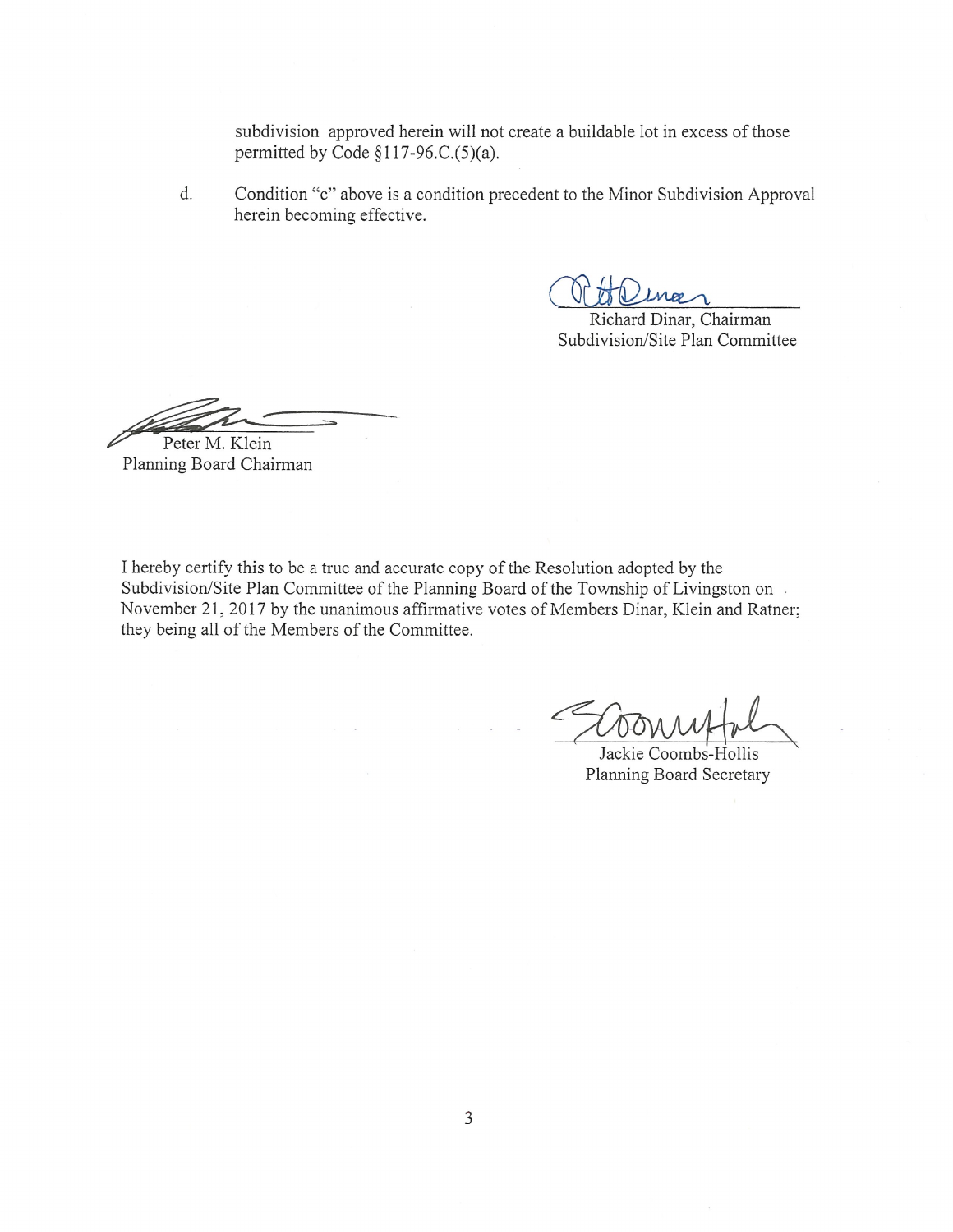subdivision approved herein will not create a buildable lot in excess of those permitted by Code §117-96.C.(5)(a).

d. Condition "c" above is a condition precedent to the Minor Subdivision Approval herein becoming effective.

Richard Dinar, Chairman
Subdivision/Site Plan Committee

Peter M. Klein
Planning Board Chairman

I hereby certify this to be a true and accurate copy of the Resolution adopted by the Subdivision/Site Plan Committee of the Planning Board of the Township of Livingston on November 21, 2017 by the unanimous affirmative votes of Members Dinar, Klein and Ratner; they being all of the Members of the Committee.

Jackie Coombs-Hollis
Planning Board Secretary